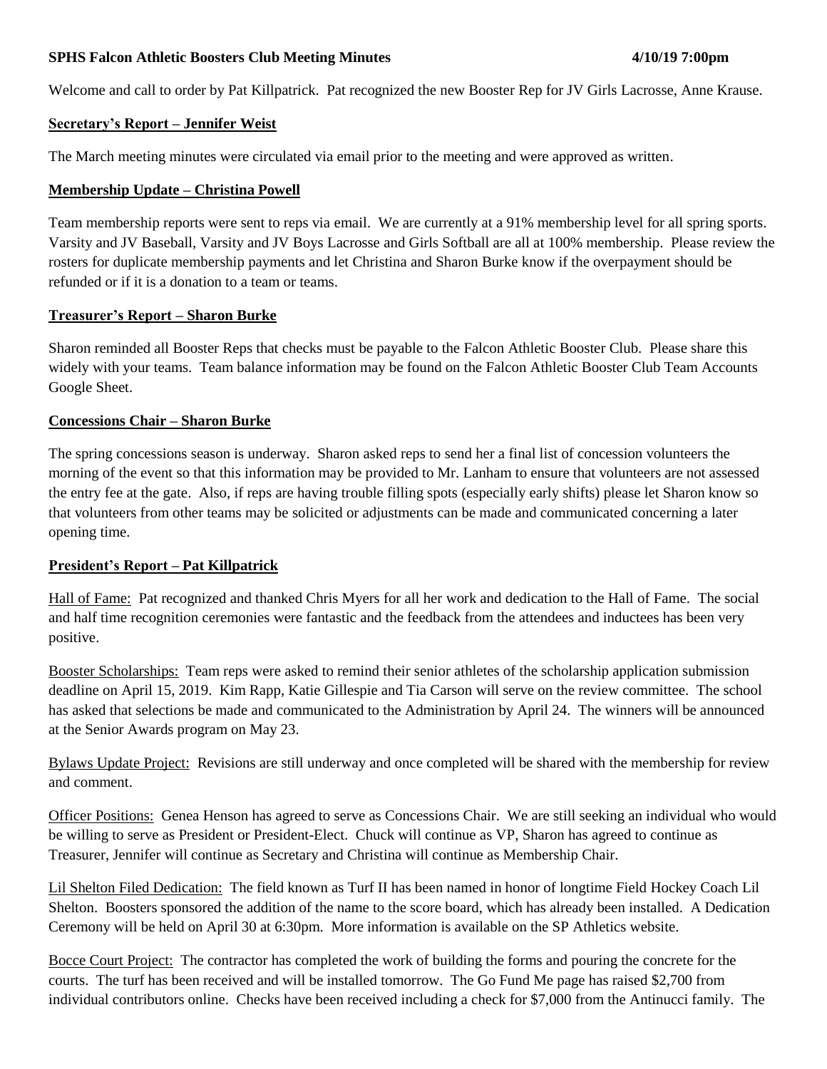**SPHS Falcon Athletic Boosters Club Meeting Minutes 4/10/19 7:00pm**

Welcome and call to order by Pat Killpatrick. Pat recognized the new Booster Rep for JV Girls Lacrosse, Anne Krause.

**Secretary's Report – Jennifer Weist**

The March meeting minutes were circulated via email prior to the meeting and were approved as written.

**Membership Update – Christina Powell**

Team membership reports were sent to reps via email. We are currently at a 91% membership level for all spring sports. Varsity and JV Baseball, Varsity and JV Boys Lacrosse and Girls Softball are all at 100% membership. Please review the rosters for duplicate membership payments and let Christina and Sharon Burke know if the overpayment should be refunded or if it is a donation to a team or teams.

**Treasurer's Report – Sharon Burke**

Sharon reminded all Booster Reps that checks must be payable to the Falcon Athletic Booster Club. Please share this widely with your teams. Team balance information may be found on the Falcon Athletic Booster Club Team Accounts Google Sheet.

**Concessions Chair – Sharon Burke**

The spring concessions season is underway. Sharon asked reps to send her a final list of concession volunteers the morning of the event so that this information may be provided to Mr. Lanham to ensure that volunteers are not assessed the entry fee at the gate. Also, if reps are having trouble filling spots (especially early shifts) please let Sharon know so that volunteers from other teams may be solicited or adjustments can be made and communicated concerning a later opening time.

**President's Report – Pat Killpatrick**

Hall of Fame: Pat recognized and thanked Chris Myers for all her work and dedication to the Hall of Fame. The social and half time recognition ceremonies were fantastic and the feedback from the attendees and inductees has been very positive.

Booster Scholarships: Team reps were asked to remind their senior athletes of the scholarship application submission deadline on April 15, 2019. Kim Rapp, Katie Gillespie and Tia Carson will serve on the review committee. The school has asked that selections be made and communicated to the Administration by April 24. The winners will be announced at the Senior Awards program on May 23.

Bylaws Update Project: Revisions are still underway and once completed will be shared with the membership for review and comment.

Officer Positions: Genea Henson has agreed to serve as Concessions Chair. We are still seeking an individual who would be willing to serve as President or President-Elect. Chuck will continue as VP, Sharon has agreed to continue as Treasurer, Jennifer will continue as Secretary and Christina will continue as Membership Chair.

Lil Shelton Filed Dedication: The field known as Turf II has been named in honor of longtime Field Hockey Coach Lil Shelton. Boosters sponsored the addition of the name to the score board, which has already been installed. A Dedication Ceremony will be held on April 30 at 6:30pm. More information is available on the SP Athletics website.

Bocce Court Project: The contractor has completed the work of building the forms and pouring the concrete for the courts. The turf has been received and will be installed tomorrow. The Go Fund Me page has raised $2,700 from individual contributors online. Checks have been received including a check for $7,000 from the Antinucci family. The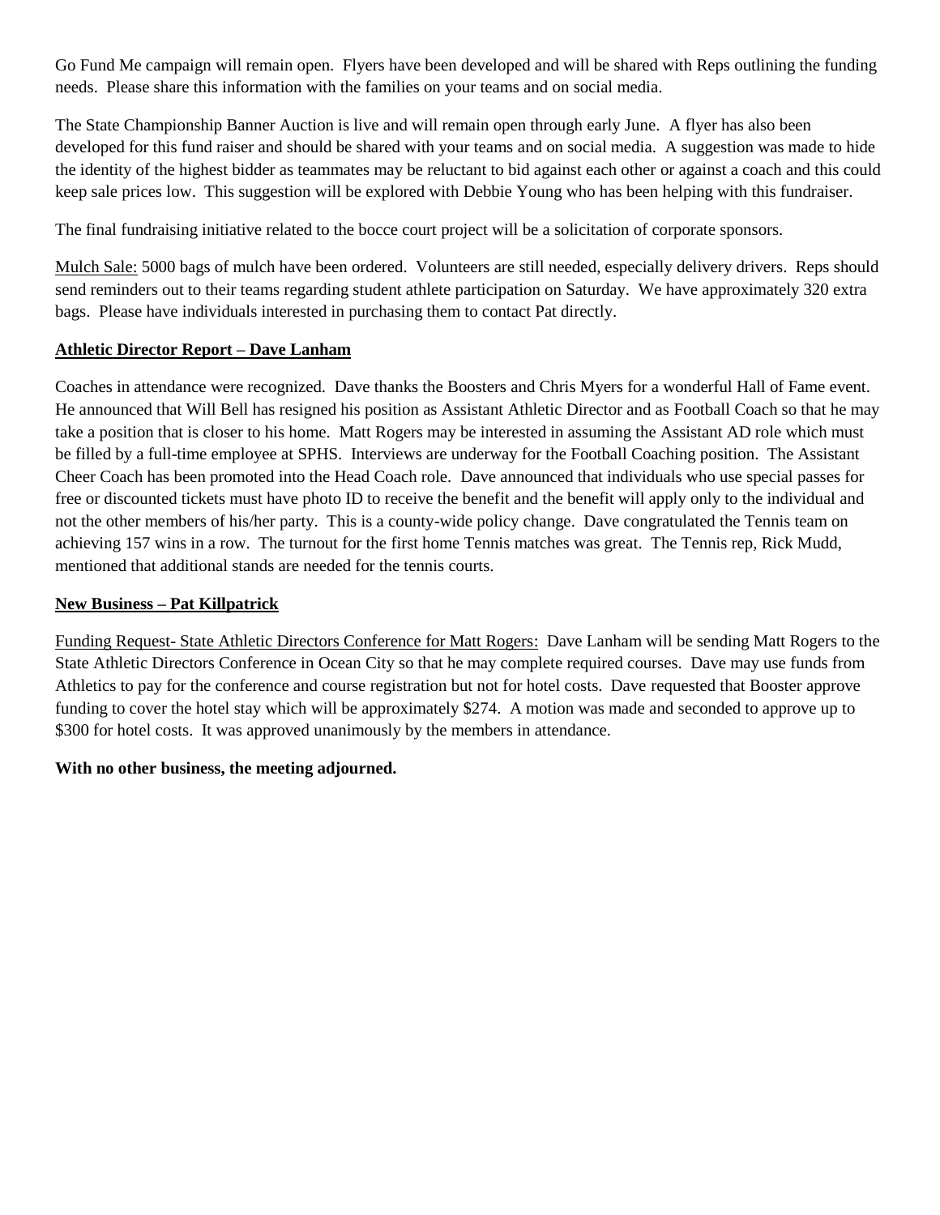Go Fund Me campaign will remain open. Flyers have been developed and will be shared with Reps outlining the funding needs. Please share this information with the families on your teams and on social media.

The State Championship Banner Auction is live and will remain open through early June. A flyer has also been developed for this fund raiser and should be shared with your teams and on social media. A suggestion was made to hide the identity of the highest bidder as teammates may be reluctant to bid against each other or against a coach and this could keep sale prices low. This suggestion will be explored with Debbie Young who has been helping with this fundraiser.

The final fundraising initiative related to the bocce court project will be a solicitation of corporate sponsors.

<u>Mulch Sale:</u> 5000 bags of mulch have been ordered. Volunteers are still needed, especially delivery drivers. Reps should send reminders out to their teams regarding student athlete participation on Saturday. We have approximately 320 extra bags. Please have individuals interested in purchasing them to contact Pat directly.

**<u>Athletic Director Report – Dave Lanham</u>**

Coaches in attendance were recognized. Dave thanks the Boosters and Chris Myers for a wonderful Hall of Fame event. He announced that Will Bell has resigned his position as Assistant Athletic Director and as Football Coach so that he may take a position that is closer to his home. Matt Rogers may be interested in assuming the Assistant AD role which must be filled by a full-time employee at SPHS. Interviews are underway for the Football Coaching position. The Assistant Cheer Coach has been promoted into the Head Coach role. Dave announced that individuals who use special passes for free or discounted tickets must have photo ID to receive the benefit and the benefit will apply only to the individual and not the other members of his/her party. This is a county-wide policy change. Dave congratulated the Tennis team on achieving 157 wins in a row. The turnout for the first home Tennis matches was great. The Tennis rep, Rick Mudd, mentioned that additional stands are needed for the tennis courts.

**<u>New Business – Pat Killpatrick</u>**

<u>Funding Request- State Athletic Directors Conference for Matt Rogers:</u> Dave Lanham will be sending Matt Rogers to the State Athletic Directors Conference in Ocean City so that he may complete required courses. Dave may use funds from Athletics to pay for the conference and course registration but not for hotel costs. Dave requested that Booster approve funding to cover the hotel stay which will be approximately $274. A motion was made and seconded to approve up to $300 for hotel costs. It was approved unanimously by the members in attendance.

**With no other business, the meeting adjourned.**